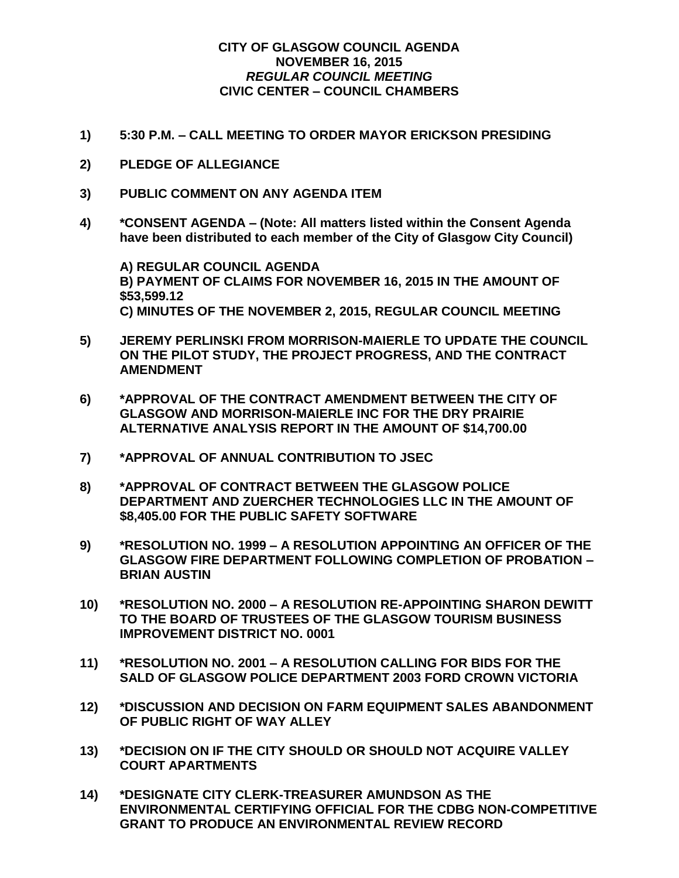# CITY OF GLASGOW COUNCIL AGENDA
## NOVEMBER 16, 2015
### *REGULAR COUNCIL MEETING*
### CIVIC CENTER – COUNCIL CHAMBERS

**1) 5:30 P.M. – CALL MEETING TO ORDER MAYOR ERICKSON PRESIDING**

**2) PLEDGE OF ALLEGIANCE**

**3) PUBLIC COMMENT ON ANY AGENDA ITEM**

**4) *CONSENT AGENDA – (Note: All matters listed within the Consent Agenda have been distributed to each member of the City of Glasgow City Council)**

**A) REGULAR COUNCIL AGENDA**
**B) PAYMENT OF CLAIMS FOR NOVEMBER 16, 2015 IN THE AMOUNT OF $53,599.12**
**C) MINUTES OF THE NOVEMBER 2, 2015, REGULAR COUNCIL MEETING**

**5) JEREMY PERLINSKI FROM MORRISON-MAIERLE TO UPDATE THE COUNCIL ON THE PILOT STUDY, THE PROJECT PROGRESS, AND THE CONTRACT AMENDMENT**

**6) *APPROVAL OF THE CONTRACT AMENDMENT BETWEEN THE CITY OF GLASGOW AND MORRISON-MAIERLE INC FOR THE DRY PRAIRIE ALTERNATIVE ANALYSIS REPORT IN THE AMOUNT OF $14,700.00**

**7) *APPROVAL OF ANNUAL CONTRIBUTION TO JSEC**

**8) *APPROVAL OF CONTRACT BETWEEN THE GLASGOW POLICE DEPARTMENT AND ZUERCHER TECHNOLOGIES LLC IN THE AMOUNT OF $8,405.00 FOR THE PUBLIC SAFETY SOFTWARE**

**9) *RESOLUTION NO. 1999 – A RESOLUTION APPOINTING AN OFFICER OF THE GLASGOW FIRE DEPARTMENT FOLLOWING COMPLETION OF PROBATION – BRIAN AUSTIN**

**10) *RESOLUTION NO. 2000 – A RESOLUTION RE-APPOINTING SHARON DEWITT TO THE BOARD OF TRUSTEES OF THE GLASGOW TOURISM BUSINESS IMPROVEMENT DISTRICT NO. 0001**

**11) *RESOLUTION NO. 2001 – A RESOLUTION CALLING FOR BIDS FOR THE SALD OF GLASGOW POLICE DEPARTMENT 2003 FORD CROWN VICTORIA**

**12) *DISCUSSION AND DECISION ON FARM EQUIPMENT SALES ABANDONMENT OF PUBLIC RIGHT OF WAY ALLEY**

**13) *DECISION ON IF THE CITY SHOULD OR SHOULD NOT ACQUIRE VALLEY COURT APARTMENTS**

**14) *DESIGNATE CITY CLERK-TREASURER AMUNDSON AS THE ENVIRONMENTAL CERTIFYING OFFICIAL FOR THE CDBG NON-COMPETITIVE GRANT TO PRODUCE AN ENVIRONMENTAL REVIEW RECORD**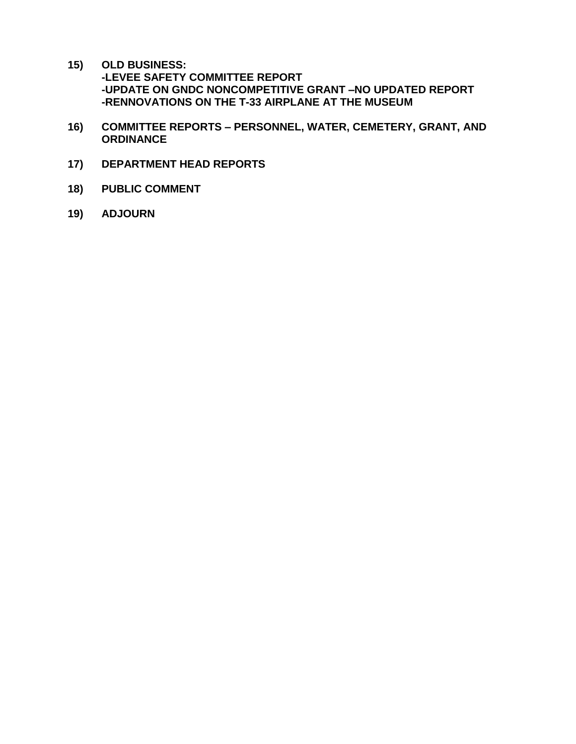15) **OLD BUSINESS:**
**-LEVEE SAFETY COMMITTEE REPORT**
**-UPDATE ON GNDC NONCOMPETITIVE GRANT –NO UPDATED REPORT**
**-RENNOVATIONS ON THE T-33 AIRPLANE AT THE MUSEUM**

16) **COMMITTEE REPORTS – PERSONNEL, WATER, CEMETERY, GRANT, AND ORDINANCE**

17) **DEPARTMENT HEAD REPORTS**

18) **PUBLIC COMMENT**

19) **ADJOURN**